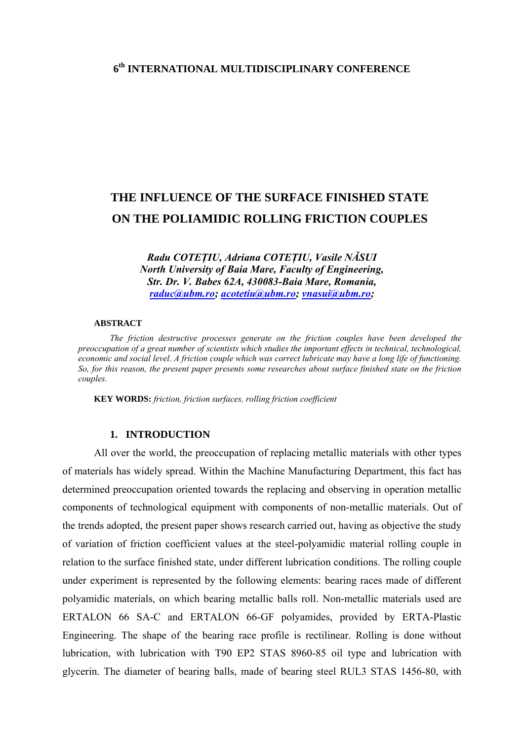**6th INTERNATIONAL MULTIDISCIPLINARY CONFERENCE**

# THE INFLUENCE OF THE SURFACE FINISHED STATE ON THE POLIAMIDIC ROLLING FRICTION COUPLES

***Radu COTEȚIU, Adriana COTEȚIU, Vasile NĂSUI***
***North University of Baia Mare, Faculty of Engineering,***
***Str. Dr. V. Babes 62A, 430083-Baia Mare, Romania,***
***raduc@ubm.ro; acotetiu@ubm.ro; vnasui@ubm.ro;***

**ABSTRACT**

*The friction destructive processes generate on the friction couples have been developed the preoccupation of a great number of scientists which studies the important effects in technical, technological, economic and social level. A friction couple which was correct lubricate may have a long life of functioning. So, for this reason, the present paper presents some researches about surface finished state on the friction couples.*

**KEY WORDS:** *friction, friction surfaces, rolling friction coefficient*

## 1. INTRODUCTION

All over the world, the preoccupation of replacing metallic materials with other types of materials has widely spread. Within the Machine Manufacturing Department, this fact has determined preoccupation oriented towards the replacing and observing in operation metallic components of technological equipment with components of non-metallic materials. Out of the trends adopted, the present paper shows research carried out, having as objective the study of variation of friction coefficient values at the steel-polyamidic material rolling couple in relation to the surface finished state, under different lubrication conditions. The rolling couple under experiment is represented by the following elements: bearing races made of different polyamidic materials, on which bearing metallic balls roll. Non-metallic materials used are ERTALON 66 SA-C and ERTALON 66-GF polyamides, provided by ERTA-Plastic Engineering. The shape of the bearing race profile is rectilinear. Rolling is done without lubrication, with lubrication with T90 EP2 STAS 8960-85 oil type and lubrication with glycerin. The diameter of bearing balls, made of bearing steel RUL3 STAS 1456-80, with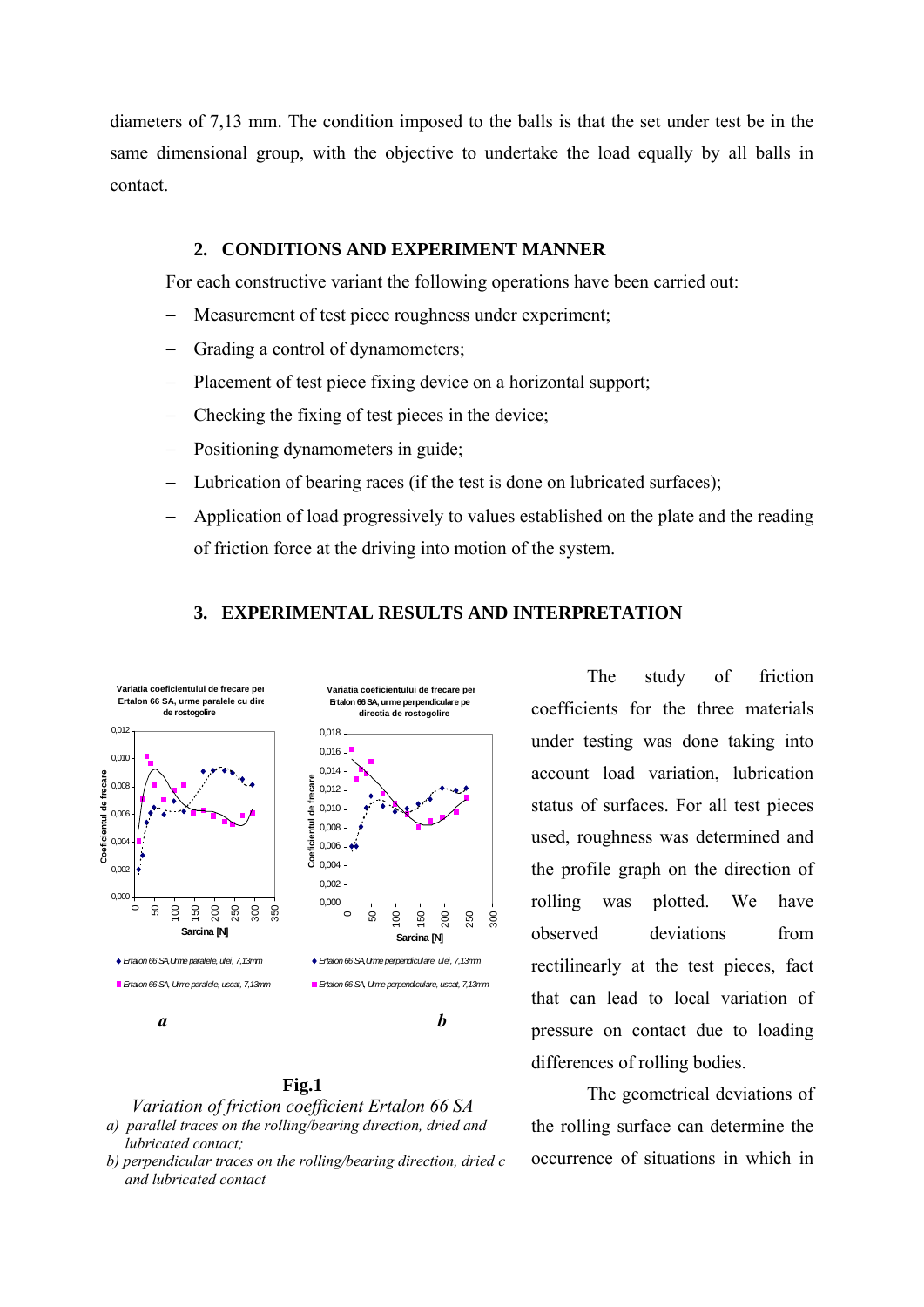diameters of 7,13 mm. The condition imposed to the balls is that the set under test be in the same dimensional group, with the objective to undertake the load equally by all balls in contact.

## 2. CONDITIONS AND EXPERIMENT MANNER

For each constructive variant the following operations have been carried out:

- Measurement of test piece roughness under experiment;
- Grading a control of dynamometers;
- Placement of test piece fixing device on a horizontal support;
- Checking the fixing of test pieces in the device;
- Positioning dynamometers in guide;
- Lubrication of bearing races (if the test is done on lubricated surfaces);
- Application of load progressively to values established on the plate and the reading of friction force at the driving into motion of the system.

## 3. EXPERIMENTAL RESULTS AND INTERPRETATION

**Fig.1**

*Variation of friction coefficient Ertalon 66 SA*

*a) parallel traces on the rolling/bearing direction, dried and lubricated contact;*

*b) perpendicular traces on the rolling/bearing direction, dried c and lubricated contact*

The study of friction coefficients for the three materials under testing was done taking into account load variation, lubrication status of surfaces. For all test pieces used, roughness was determined and the profile graph on the direction of rolling was plotted. We have observed deviations from rectilinearly at the test pieces, fact that can lead to local variation of pressure on contact due to loading differences of rolling bodies.

The geometrical deviations of the rolling surface can determine the occurrence of situations in which in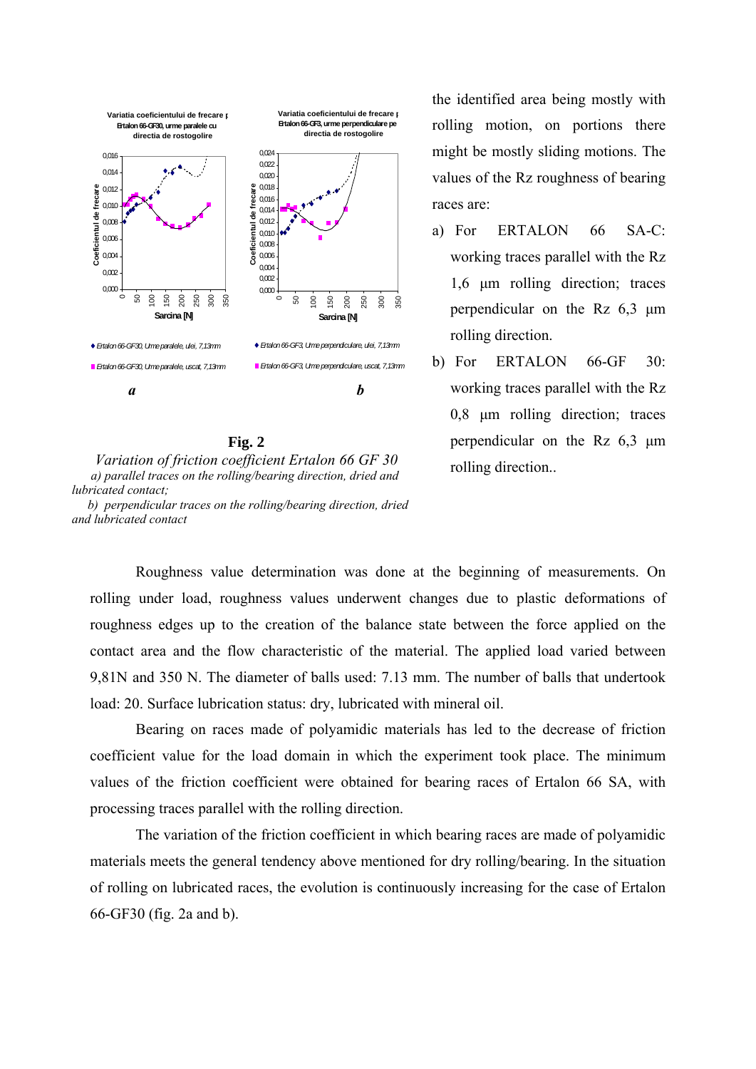the identified area being mostly with rolling motion, on portions there might be mostly sliding motions. The values of the Rz roughness of bearing races are:

a) For ERTALON 66 SA-C: working traces parallel with the Rz 1,6 µm rolling direction; traces perpendicular on the Rz 6,3 µm rolling direction.

b) For ERTALON 66-GF 30: working traces parallel with the Rz 0,8 µm rolling direction; traces perpendicular on the Rz 6,3 µm rolling direction..

**Fig. 2**

*Variation of friction coefficient Ertalon 66 GF 30*

*a) parallel traces on the rolling/bearing direction, dried and lubricated contact;*

*b) perpendicular traces on the rolling/bearing direction, dried and lubricated contact*

Roughness value determination was done at the beginning of measurements. On rolling under load, roughness values underwent changes due to plastic deformations of roughness edges up to the creation of the balance state between the force applied on the contact area and the flow characteristic of the material. The applied load varied between 9,81N and 350 N. The diameter of balls used: 7.13 mm. The number of balls that undertook load: 20. Surface lubrication status: dry, lubricated with mineral oil.

Bearing on races made of polyamidic materials has led to the decrease of friction coefficient value for the load domain in which the experiment took place. The minimum values of the friction coefficient were obtained for bearing races of Ertalon 66 SA, with processing traces parallel with the rolling direction.

The variation of the friction coefficient in which bearing races are made of polyamidic materials meets the general tendency above mentioned for dry rolling/bearing. In the situation of rolling on lubricated races, the evolution is continuously increasing for the case of Ertalon 66-GF30 (fig. 2a and b).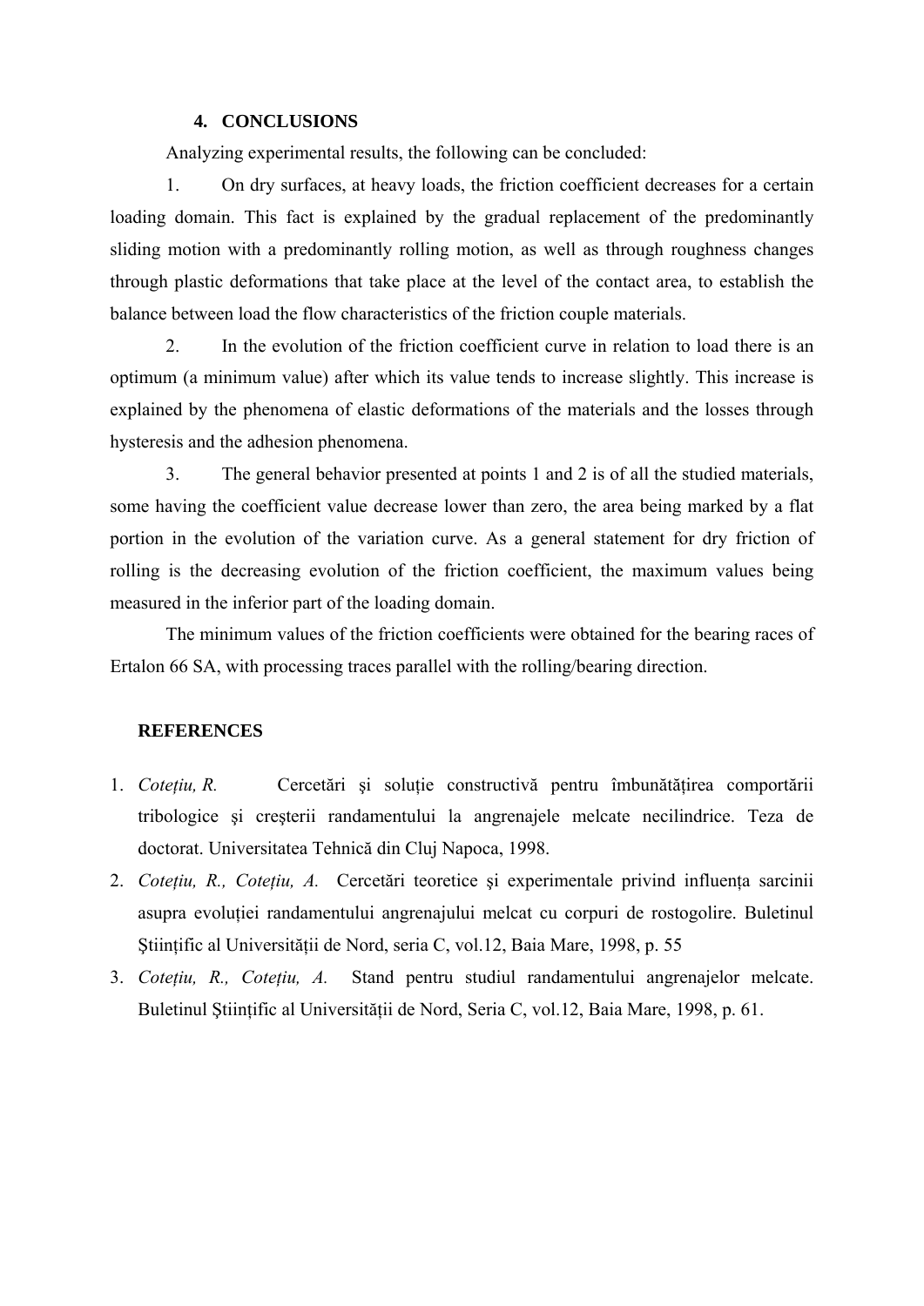## 4. CONCLUSIONS

Analyzing experimental results, the following can be concluded:

1. On dry surfaces, at heavy loads, the friction coefficient decreases for a certain loading domain. This fact is explained by the gradual replacement of the predominantly sliding motion with a predominantly rolling motion, as well as through roughness changes through plastic deformations that take place at the level of the contact area, to establish the balance between load the flow characteristics of the friction couple materials.

2. In the evolution of the friction coefficient curve in relation to load there is an optimum (a minimum value) after which its value tends to increase slightly. This increase is explained by the phenomena of elastic deformations of the materials and the losses through hysteresis and the adhesion phenomena.

3. The general behavior presented at points 1 and 2 is of all the studied materials, some having the coefficient value decrease lower than zero, the area being marked by a flat portion in the evolution of the variation curve. As a general statement for dry friction of rolling is the decreasing evolution of the friction coefficient, the maximum values being measured in the inferior part of the loading domain.

The minimum values of the friction coefficients were obtained for the bearing races of Ertalon 66 SA, with processing traces parallel with the rolling/bearing direction.

## REFERENCES

1. *Coteţiu, R.* Cercetări şi soluţie constructivă pentru îmbunătăţirea comportării tribologice şi creşterii randamentului la angrenajele melcate necilindrice. Teza de doctorat. Universitatea Tehnică din Cluj Napoca, 1998.
2. *Coteţiu, R., Coteţiu, A.* Cercetări teoretice şi experimentale privind influenţa sarcinii asupra evoluţiei randamentului angrenajului melcat cu corpuri de rostogolire. Buletinul Ştiinţific al Universităţii de Nord, seria C, vol.12, Baia Mare, 1998, p. 55
3. *Coteţiu, R., Coteţiu, A.* Stand pentru studiul randamentului angrenajelor melcate. Buletinul Ştiinţific al Universităţii de Nord, Seria C, vol.12, Baia Mare, 1998, p. 61.